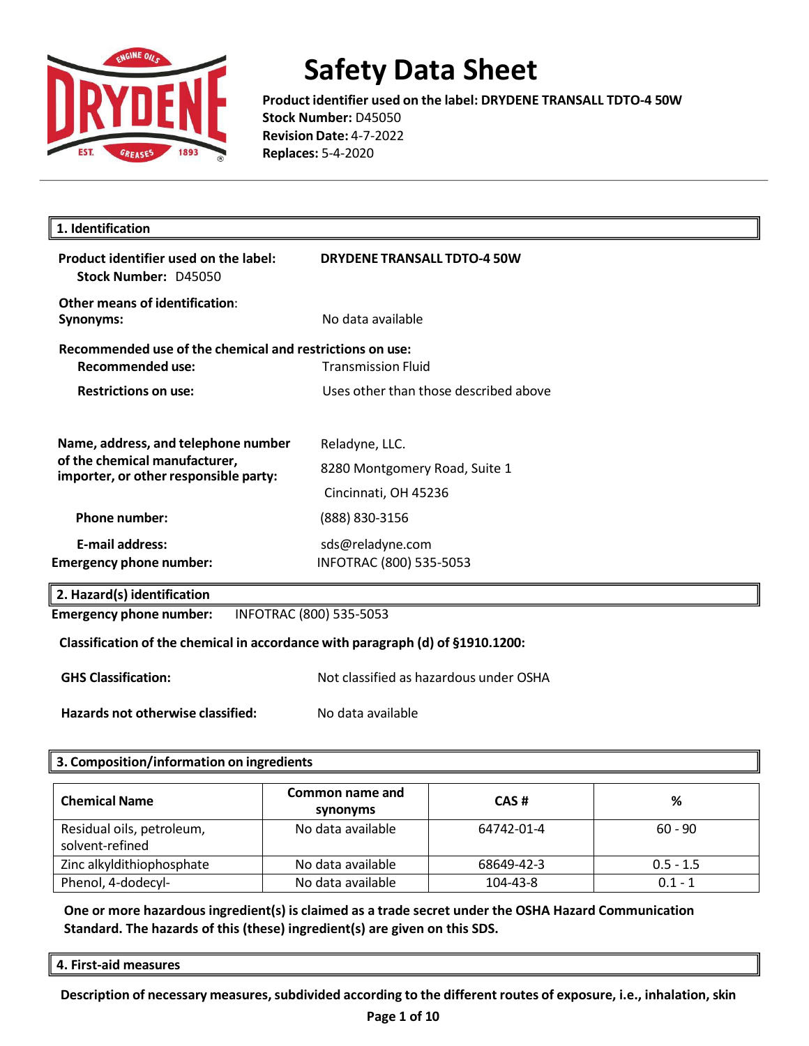# Safety Data Sheet

**Product identifier used on the label: DRYDENE TRANSALL TDTO-4 50W**
**Stock Number:** D45050
**Revision Date:** 4-7-2022
**Replaces:** 5-4-2020

## 1. Identification

| | |
|---|---|
| **Product identifier used on the label:** | **DRYDENE TRANSALL TDTO-4 50W** |
| **Stock Number:** D45050 | |
| **Other means of identification:** | |
| **Synonyms:** | No data available |

**Recommended use of the chemical and restrictions on use:**

| | |
|---|---|
| **Recommended use:** | Transmission Fluid |
| **Restrictions on use:** | Uses other than those described above |

| | |
|---|---|
| **Name, address, and telephone number of the chemical manufacturer, importer, or other responsible party:** | Reladyne, LLC.<br>8280 Montgomery Road, Suite 1<br>Cincinnati, OH 45236 |
| **Phone number:** | (888) 830-3156 |
| **E-mail address:** | sds@reladyne.com |
| **Emergency phone number:** | INFOTRAC (800) 535-5053 |

## 2. Hazard(s) identification

**Emergency phone number:** INFOTRAC (800) 535-5053

**Classification of the chemical in accordance with paragraph (d) of §1910.1200:**

| | |
|---|---|
| **GHS Classification:** | Not classified as hazardous under OSHA |
| **Hazards not otherwise classified:** | No data available |

## 3. Composition/information on ingredients

| Chemical Name | Common name and synonyms | CAS # | % |
|---|---|---|---|
| Residual oils, petroleum, solvent-refined | No data available | 64742-01-4 | 60 - 90 |
| Zinc alkyldithiophosphate | No data available | 68649-42-3 | 0.5 - 1.5 |
| Phenol, 4-dodecyl- | No data available | 104-43-8 | 0.1 - 1 |

**One or more hazardous ingredient(s) is claimed as a trade secret under the OSHA Hazard Communication Standard. The hazards of this (these) ingredient(s) are given on this SDS.**

## 4. First-aid measures

**Description of necessary measures, subdivided according to the different routes of exposure, i.e., inhalation, skin**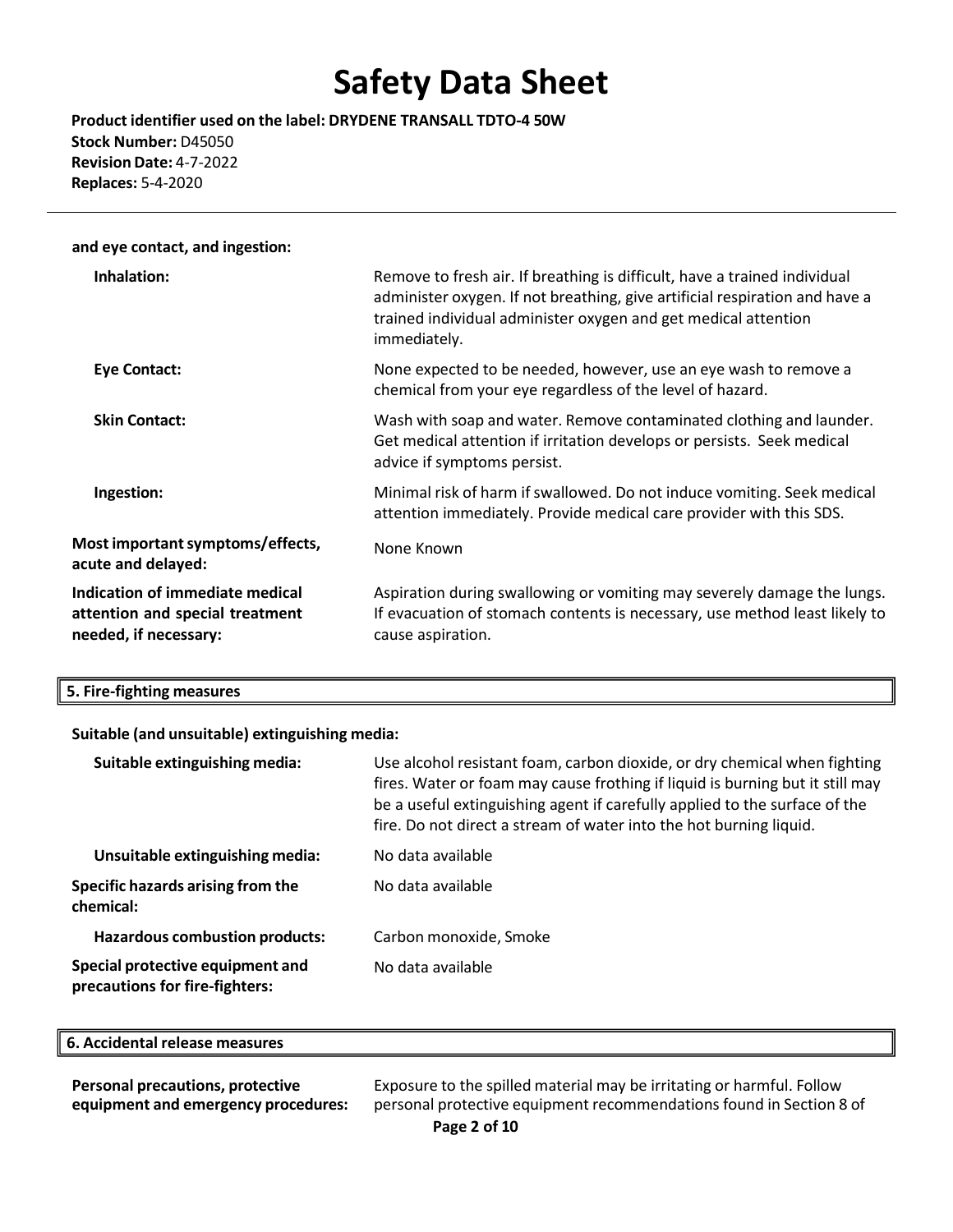**and eye contact, and ingestion:**

| | |
|---|---|
| **Inhalation:** | Remove to fresh air. If breathing is difficult, have a trained individual administer oxygen. If not breathing, give artificial respiration and have a trained individual administer oxygen and get medical attention immediately. |
| **Eye Contact:** | None expected to be needed, however, use an eye wash to remove a chemical from your eye regardless of the level of hazard. |
| **Skin Contact:** | Wash with soap and water. Remove contaminated clothing and launder. Get medical attention if irritation develops or persists. Seek medical advice if symptoms persist. |
| **Ingestion:** | Minimal risk of harm if swallowed. Do not induce vomiting. Seek medical attention immediately. Provide medical care provider with this SDS. |
| **Most important symptoms/effects, acute and delayed:** | None Known |
| **Indication of immediate medical attention and special treatment needed, if necessary:** | Aspiration during swallowing or vomiting may severely damage the lungs. If evacuation of stomach contents is necessary, use method least likely to cause aspiration. |

## 5. Fire-fighting measures

**Suitable (and unsuitable) extinguishing media:**

| | |
|---|---|
| **Suitable extinguishing media:** | Use alcohol resistant foam, carbon dioxide, or dry chemical when fighting fires. Water or foam may cause frothing if liquid is burning but it still may be a useful extinguishing agent if carefully applied to the surface of the fire. Do not direct a stream of water into the hot burning liquid. |
| **Unsuitable extinguishing media:** | No data available |
| **Specific hazards arising from the chemical:** | No data available |
| **Hazardous combustion products:** | Carbon monoxide, Smoke |
| **Special protective equipment and precautions for fire-fighters:** | No data available |

## 6. Accidental release measures

| | |
|---|---|
| **Personal precautions, protective equipment and emergency procedures:** | Exposure to the spilled material may be irritating or harmful. Follow personal protective equipment recommendations found in Section 8 of |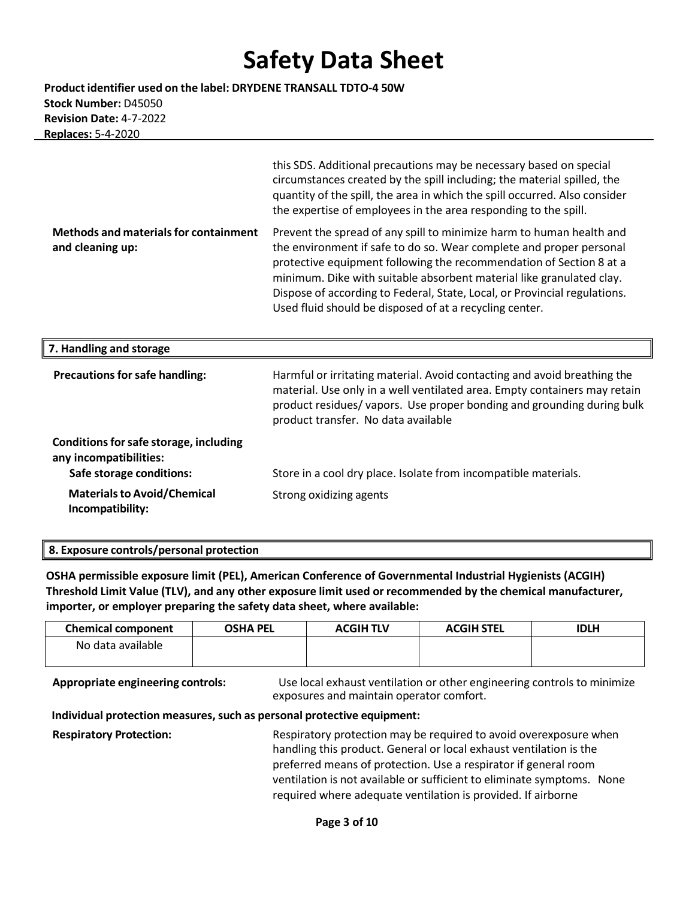this SDS. Additional precautions may be necessary based on special circumstances created by the spill including; the material spilled, the quantity of the spill, the area in which the spill occurred. Also consider the expertise of employees in the area responding to the spill.

**Methods and materials for containment and cleaning up:** Prevent the spread of any spill to minimize harm to human health and the environment if safe to do so. Wear complete and proper personal protective equipment following the recommendation of Section 8 at a minimum. Dike with suitable absorbent material like granulated clay. Dispose of according to Federal, State, Local, or Provincial regulations. Used fluid should be disposed of at a recycling center.

## 7. Handling and storage

**Precautions for safe handling:** Harmful or irritating material. Avoid contacting and avoid breathing the material. Use only in a well ventilated area. Empty containers may retain product residues/ vapors. Use proper bonding and grounding during bulk product transfer. No data available

**Conditions for safe storage, including any incompatibilities:**

**Safe storage conditions:** Store in a cool dry place. Isolate from incompatible materials.

**Materials to Avoid/Chemical Incompatibility:** Strong oxidizing agents

## 8. Exposure controls/personal protection

**OSHA permissible exposure limit (PEL), American Conference of Governmental Industrial Hygienists (ACGIH) Threshold Limit Value (TLV), and any other exposure limit used or recommended by the chemical manufacturer, importer, or employer preparing the safety data sheet, where available:**

| Chemical component | OSHA PEL | ACGIH TLV | ACGIH STEL | IDLH |
|---|---|---|---|---|
| No data available | | | | |

**Appropriate engineering controls:** Use local exhaust ventilation or other engineering controls to minimize exposures and maintain operator comfort.

**Individual protection measures, such as personal protective equipment:**

**Respiratory Protection:** Respiratory protection may be required to avoid overexposure when handling this product. General or local exhaust ventilation is the preferred means of protection. Use a respirator if general room ventilation is not available or sufficient to eliminate symptoms. None required where adequate ventilation is provided. If airborne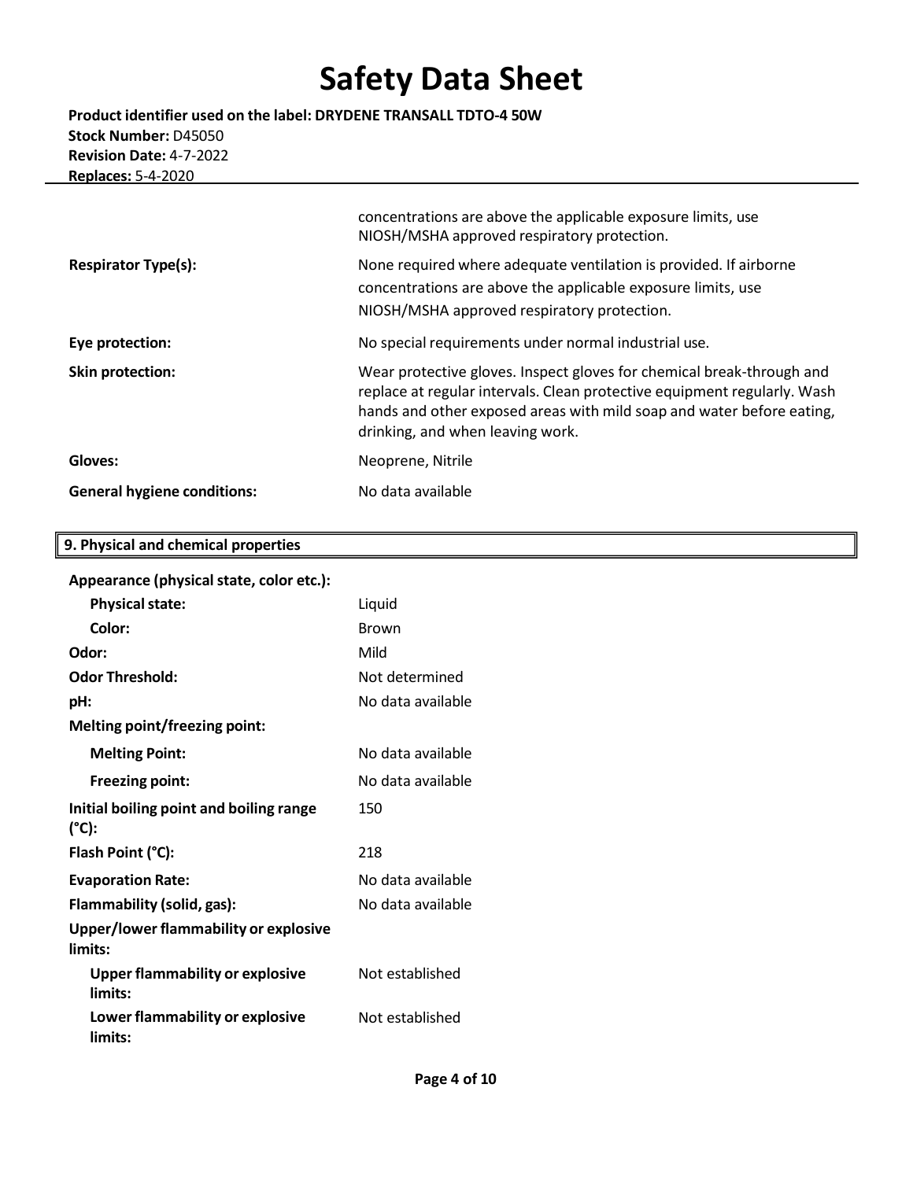| | |
|---|---|
| | concentrations are above the applicable exposure limits, use NIOSH/MSHA approved respiratory protection. |
| **Respirator Type(s):** | None required where adequate ventilation is provided. If airborne concentrations are above the applicable exposure limits, use NIOSH/MSHA approved respiratory protection. |
| **Eye protection:** | No special requirements under normal industrial use. |
| **Skin protection:** | Wear protective gloves. Inspect gloves for chemical break-through and replace at regular intervals. Clean protective equipment regularly. Wash hands and other exposed areas with mild soap and water before eating, drinking, and when leaving work. |
| **Gloves:** | Neoprene, Nitrile |
| **General hygiene conditions:** | No data available |

## 9. Physical and chemical properties

| | |
|---|---|
| **Appearance (physical state, color etc.):** | |
| **Physical state:** | Liquid |
| **Color:** | Brown |
| **Odor:** | Mild |
| **Odor Threshold:** | Not determined |
| **pH:** | No data available |
| **Melting point/freezing point:** | |
| **Melting Point:** | No data available |
| **Freezing point:** | No data available |
| **Initial boiling point and boiling range (°C):** | 150 |
| **Flash Point (°C):** | 218 |
| **Evaporation Rate:** | No data available |
| **Flammability (solid, gas):** | No data available |
| **Upper/lower flammability or explosive limits:** | |
| **Upper flammability or explosive limits:** | Not established |
| **Lower flammability or explosive limits:** | Not established |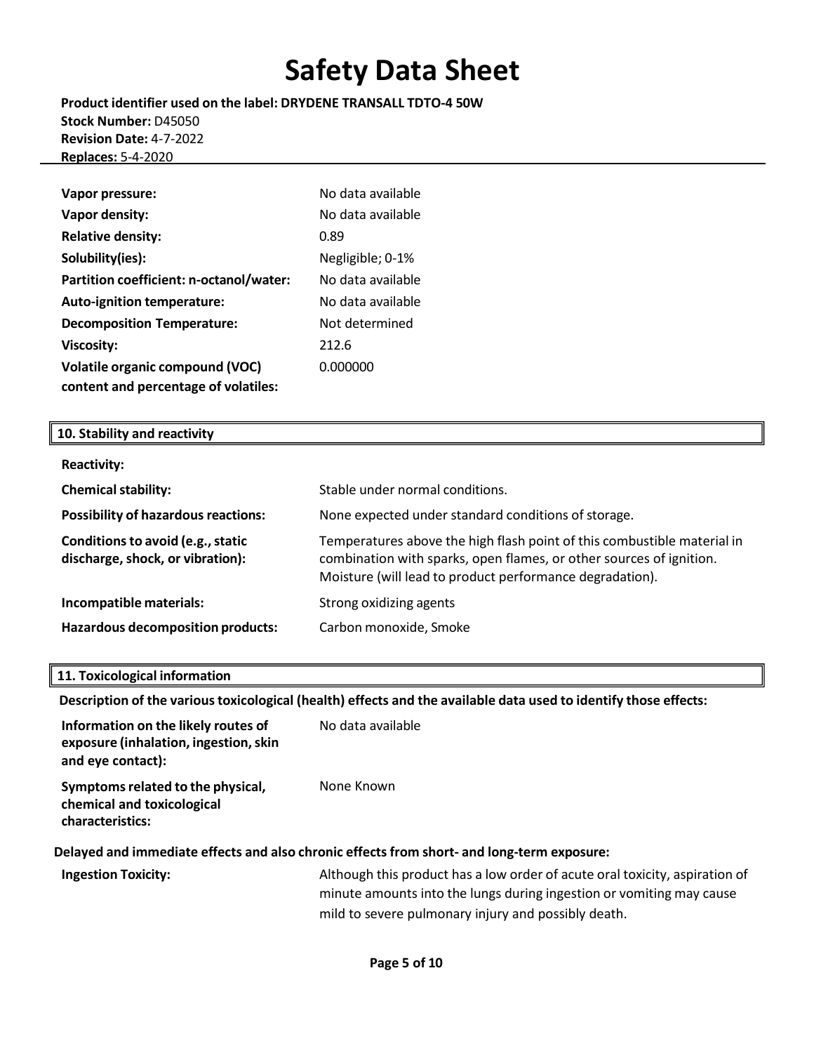| | |
|---|---|
| **Vapor pressure:** | No data available |
| **Vapor density:** | No data available |
| **Relative density:** | 0.89 |
| **Solubility(ies):** | Negligible; 0-1% |
| **Partition coefficient: n-octanol/water:** | No data available |
| **Auto-ignition temperature:** | No data available |
| **Decomposition Temperature:** | Not determined |
| **Viscosity:** | 212.6 |
| **Volatile organic compound (VOC) content and percentage of volatiles:** | 0.000000 |

## 10. Stability and reactivity

| | |
|---|---|
| **Reactivity:** | |
| **Chemical stability:** | Stable under normal conditions. |
| **Possibility of hazardous reactions:** | None expected under standard conditions of storage. |
| **Conditions to avoid (e.g., static discharge, shock, or vibration):** | Temperatures above the high flash point of this combustible material in combination with sparks, open flames, or other sources of ignition. Moisture (will lead to product performance degradation). |
| **Incompatible materials:** | Strong oxidizing agents |
| **Hazardous decomposition products:** | Carbon monoxide, Smoke |

## 11. Toxicological information

**Description of the various toxicological (health) effects and the available data used to identify those effects:**

| | |
|---|---|
| **Information on the likely routes of exposure (inhalation, ingestion, skin and eye contact):** | No data available |
| **Symptoms related to the physical, chemical and toxicological characteristics:** | None Known |

**Delayed and immediate effects and also chronic effects from short- and long-term exposure:**

| | |
|---|---|
| **Ingestion Toxicity:** | Although this product has a low order of acute oral toxicity, aspiration of minute amounts into the lungs during ingestion or vomiting may cause mild to severe pulmonary injury and possibly death. |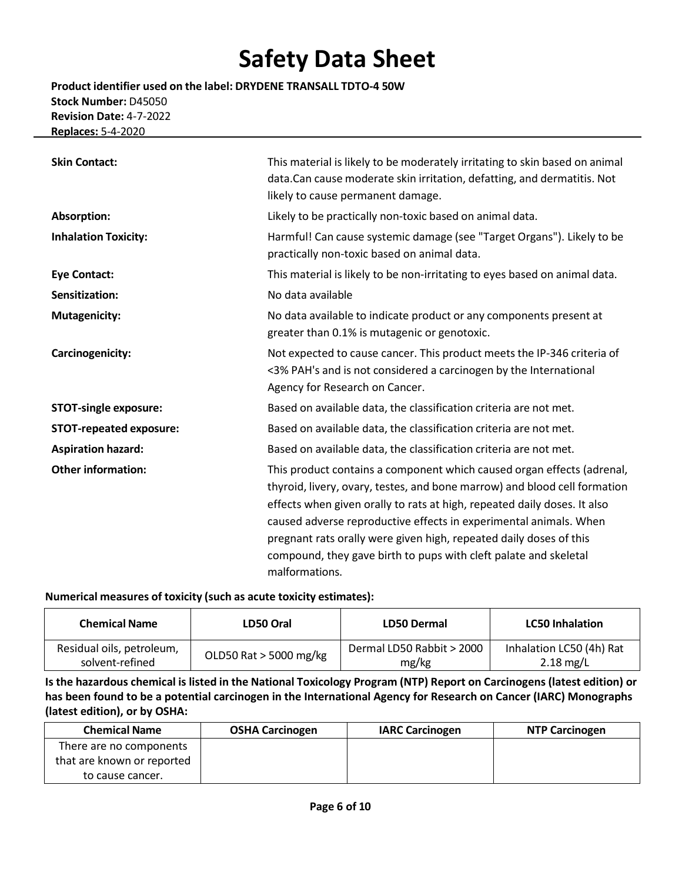| | |
|---|---|
| **Skin Contact:** | This material is likely to be moderately irritating to skin based on animal data.Can cause moderate skin irritation, defatting, and dermatitis. Not likely to cause permanent damage. |
| **Absorption:** | Likely to be practically non-toxic based on animal data. |
| **Inhalation Toxicity:** | Harmful! Can cause systemic damage (see "Target Organs"). Likely to be practically non-toxic based on animal data. |
| **Eye Contact:** | This material is likely to be non-irritating to eyes based on animal data. |
| **Sensitization:** | No data available |
| **Mutagenicity:** | No data available to indicate product or any components present at greater than 0.1% is mutagenic or genotoxic. |
| **Carcinogenicity:** | Not expected to cause cancer. This product meets the IP-346 criteria of <3% PAH's and is not considered a carcinogen by the International Agency for Research on Cancer. |
| **STOT-single exposure:** | Based on available data, the classification criteria are not met. |
| **STOT-repeated exposure:** | Based on available data, the classification criteria are not met. |
| **Aspiration hazard:** | Based on available data, the classification criteria are not met. |
| **Other information:** | This product contains a component which caused organ effects (adrenal, thyroid, livery, ovary, testes, and bone marrow) and blood cell formation effects when given orally to rats at high, repeated daily doses. It also caused adverse reproductive effects in experimental animals. When pregnant rats orally were given high, repeated daily doses of this compound, they gave birth to pups with cleft palate and skeletal malformations. |

**Numerical measures of toxicity (such as acute toxicity estimates):**

| Chemical Name | LD50 Oral | LD50 Dermal | LC50 Inhalation |
|---|---|---|---|
| Residual oils, petroleum, solvent-refined | OLD50 Rat > 5000 mg/kg | Dermal LD50 Rabbit > 2000 mg/kg | Inhalation LC50 (4h) Rat 2.18 mg/L |

**Is the hazardous chemical is listed in the National Toxicology Program (NTP) Report on Carcinogens (latest edition) or has been found to be a potential carcinogen in the International Agency for Research on Cancer (IARC) Monographs (latest edition), or by OSHA:**

| Chemical Name | OSHA Carcinogen | IARC Carcinogen | NTP Carcinogen |
|---|---|---|---|
| There are no components that are known or reported to cause cancer. | | | |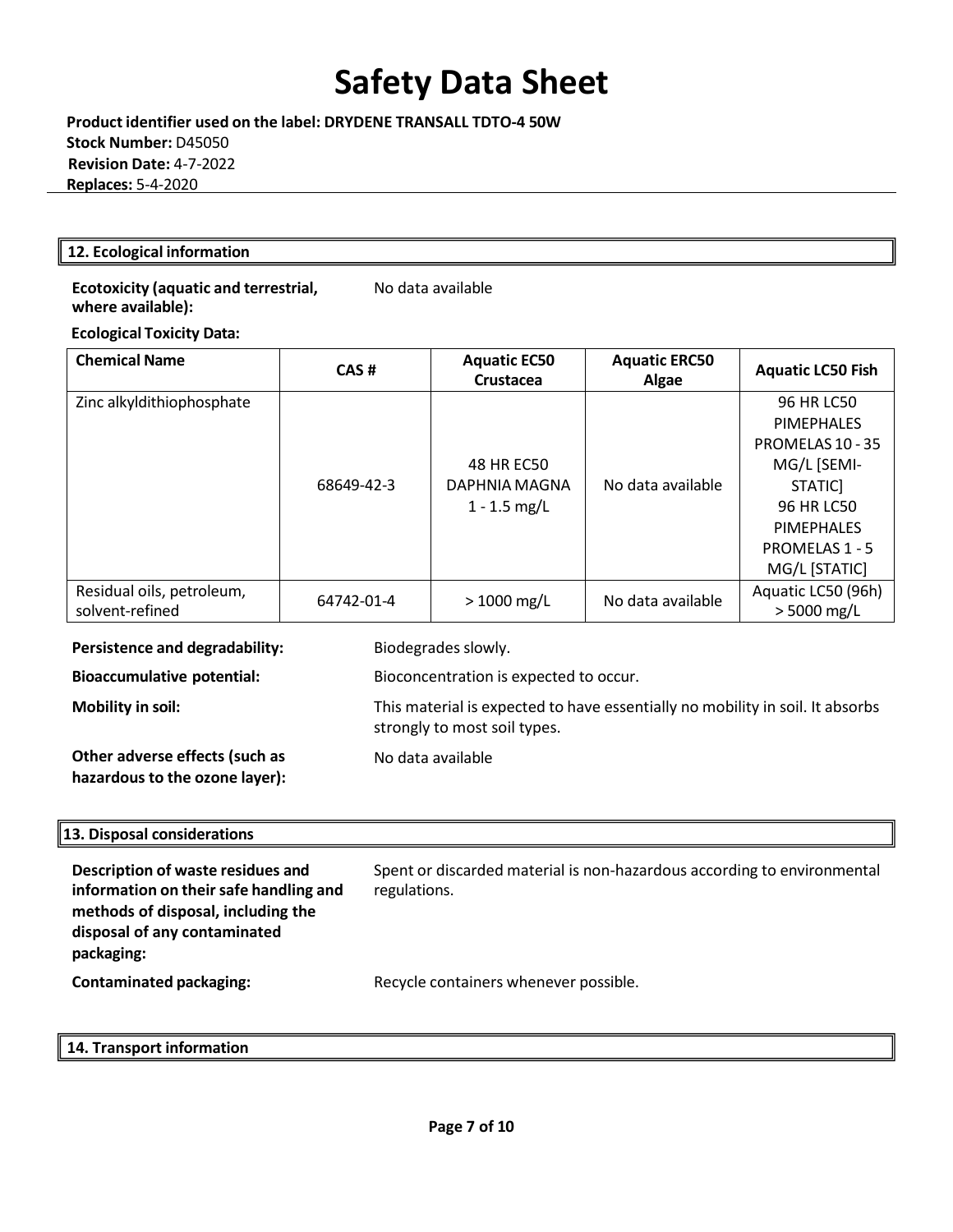# Safety Data Sheet

**Product identifier used on the label: DRYDENE TRANSALL TDTO-4 50W**
**Stock Number:** D45050
**Revision Date:** 4-7-2022
**Replaces:** 5-4-2020

## 12. Ecological information

**Ecotoxicity (aquatic and terrestrial, where available):** No data available

**Ecological Toxicity Data:**

| Chemical Name | CAS # | Aquatic EC50 Crustacea | Aquatic ERC50 Algae | Aquatic LC50 Fish |
|---|---|---|---|---|
| Zinc alkyldithiophosphate | 68649-42-3 | 48 HR EC50 DAPHNIA MAGNA 1 - 1.5 mg/L | No data available | 96 HR LC50 PIMEPHALES PROMELAS 10 - 35 MG/L [SEMI-STATIC] 96 HR LC50 PIMEPHALES PROMELAS 1 - 5 MG/L [STATIC] |
| Residual oils, petroleum, solvent-refined | 64742-01-4 | > 1000 mg/L | No data available | Aquatic LC50 (96h) > 5000 mg/L |

**Persistence and degradability:** Biodegrades slowly.

**Bioaccumulative potential:** Bioconcentration is expected to occur.

**Mobility in soil:** This material is expected to have essentially no mobility in soil. It absorbs strongly to most soil types.

**Other adverse effects (such as hazardous to the ozone layer):** No data available

## 13. Disposal considerations

**Description of waste residues and information on their safe handling and methods of disposal, including the disposal of any contaminated packaging:** Spent or discarded material is non-hazardous according to environmental regulations.

**Contaminated packaging:** Recycle containers whenever possible.

## 14. Transport information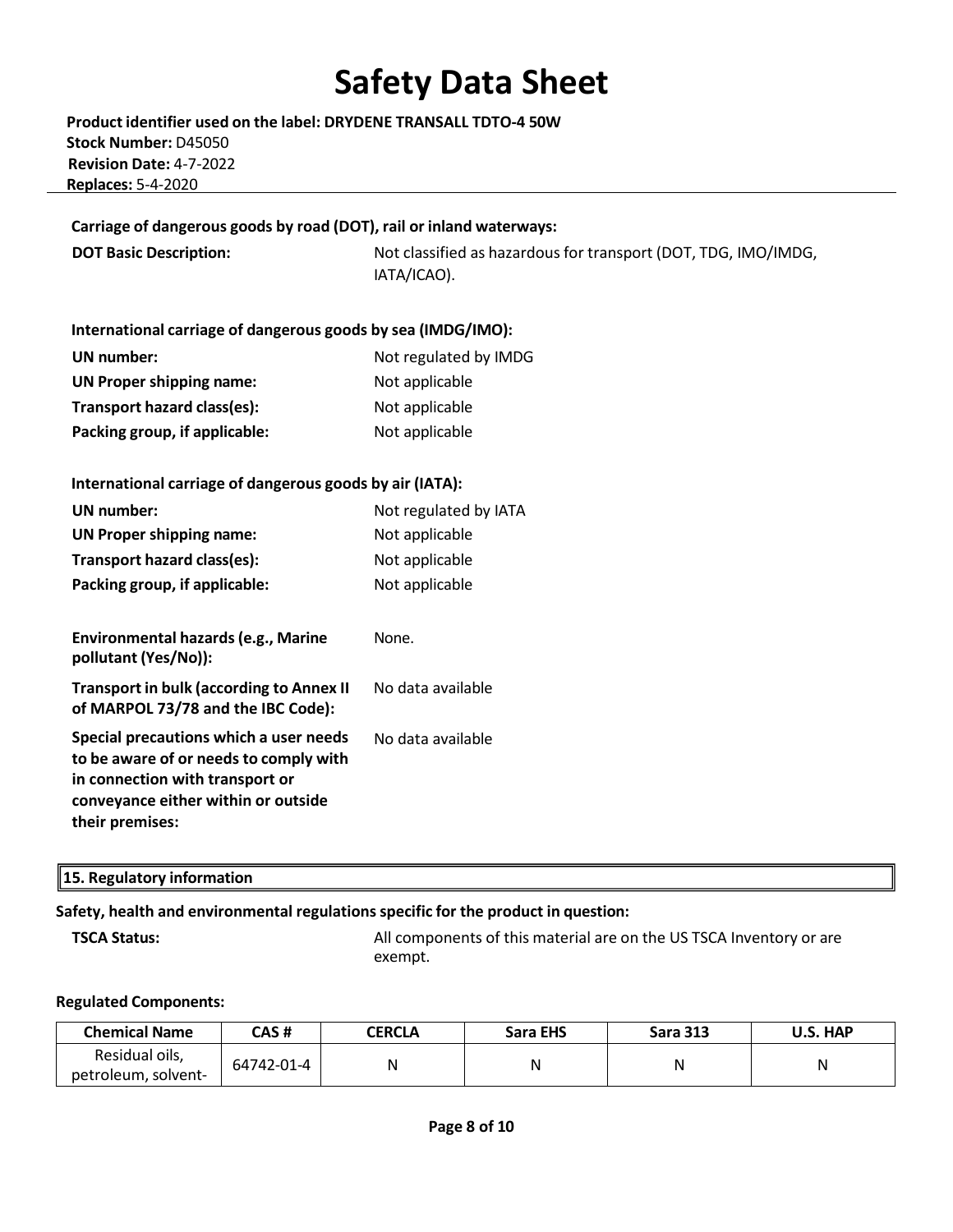**Carriage of dangerous goods by road (DOT), rail or inland waterways:**

**DOT Basic Description:** Not classified as hazardous for transport (DOT, TDG, IMO/IMDG, IATA/ICAO).

**International carriage of dangerous goods by sea (IMDG/IMO):**

**UN number:** Not regulated by IMDG

**UN Proper shipping name:** Not applicable

**Transport hazard class(es):** Not applicable

**Packing group, if applicable:** Not applicable

**International carriage of dangerous goods by air (IATA):**

**UN number:** Not regulated by IATA

**UN Proper shipping name:** Not applicable

**Transport hazard class(es):** Not applicable

**Packing group, if applicable:** Not applicable

**Environmental hazards (e.g., Marine pollutant (Yes/No)):** None.

**Transport in bulk (according to Annex II of MARPOL 73/78 and the IBC Code):** No data available

**Special precautions which a user needs to be aware of or needs to comply with in connection with transport or conveyance either within or outside their premises:** No data available

## 15. Regulatory information

**Safety, health and environmental regulations specific for the product in question:**

**TSCA Status:** All components of this material are on the US TSCA Inventory or are exempt.

**Regulated Components:**

| Chemical Name | CAS # | CERCLA | Sara EHS | Sara 313 | U.S. HAP |
|---|---|---|---|---|---|
| Residual oils, petroleum, solvent- | 64742-01-4 | N | N | N | N |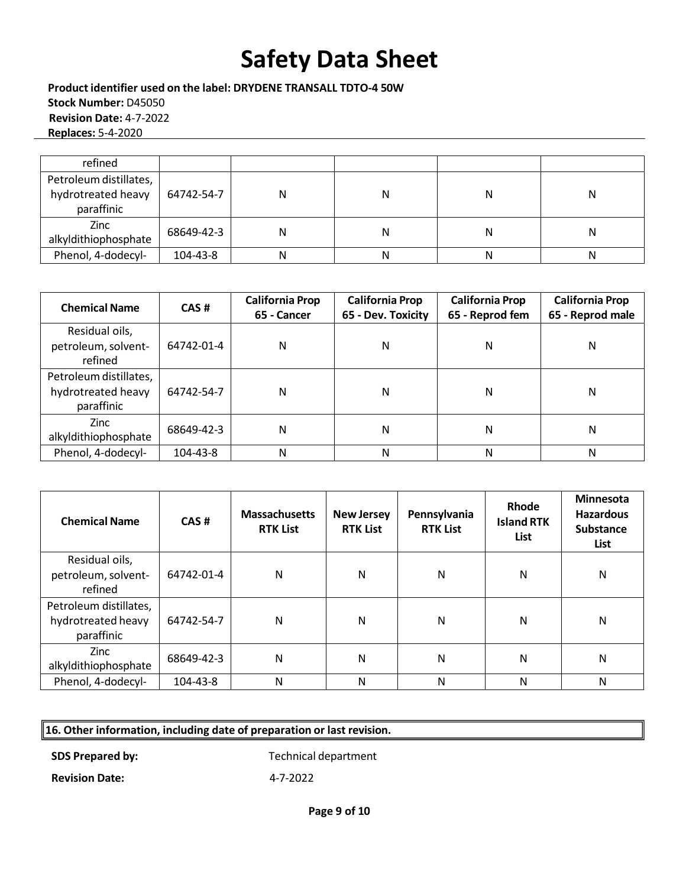| refined | | | | | |
|---|---|---|---|---|---|
| Petroleum distillates, hydrotreated heavy paraffinic | 64742-54-7 | N | N | N | N |
| Zinc alkyldithiophosphate | 68649-42-3 | N | N | N | N |
| Phenol, 4-dodecyl- | 104-43-8 | N | N | N | N |

| Chemical Name | CAS # | California Prop 65 - Cancer | California Prop 65 - Dev. Toxicity | California Prop 65 - Reprod fem | California Prop 65 - Reprod male |
|---|---|---|---|---|---|
| Residual oils, petroleum, solvent-refined | 64742-01-4 | N | N | N | N |
| Petroleum distillates, hydrotreated heavy paraffinic | 64742-54-7 | N | N | N | N |
| Zinc alkyldithiophosphate | 68649-42-3 | N | N | N | N |
| Phenol, 4-dodecyl- | 104-43-8 | N | N | N | N |

| Chemical Name | CAS # | Massachusetts RTK List | New Jersey RTK List | Pennsylvania RTK List | Rhode Island RTK List | Minnesota Hazardous Substance List |
|---|---|---|---|---|---|---|
| Residual oils, petroleum, solvent-refined | 64742-01-4 | N | N | N | N | N |
| Petroleum distillates, hydrotreated heavy paraffinic | 64742-54-7 | N | N | N | N | N |
| Zinc alkyldithiophosphate | 68649-42-3 | N | N | N | N | N |
| Phenol, 4-dodecyl- | 104-43-8 | N | N | N | N | N |

## 16. Other information, including date of preparation or last revision.

**SDS Prepared by:** Technical department

**Revision Date:** 4-7-2022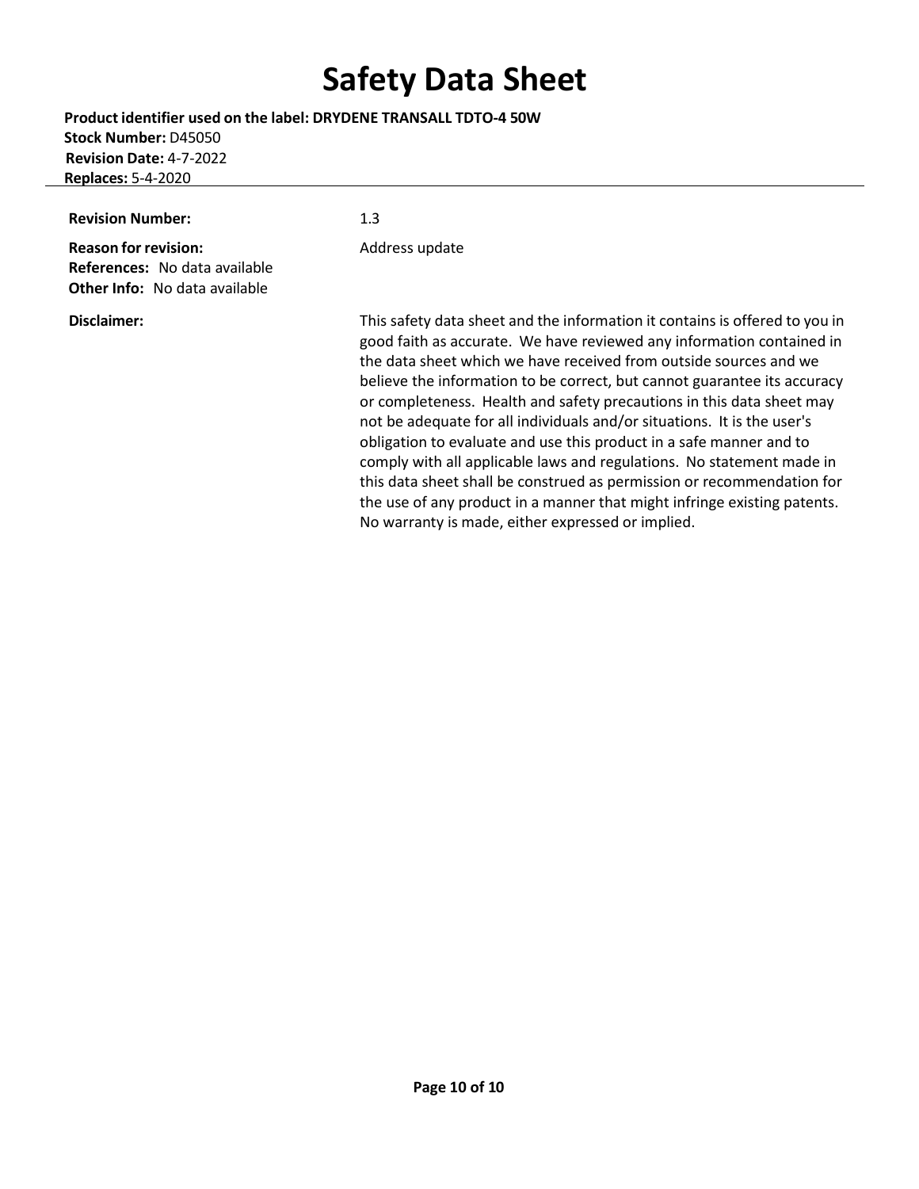**Revision Number:** 1.3

**Reason for revision:** Address update

**References:** No data available

**Other Info:** No data available

**Disclaimer:** This safety data sheet and the information it contains is offered to you in good faith as accurate. We have reviewed any information contained in the data sheet which we have received from outside sources and we believe the information to be correct, but cannot guarantee its accuracy or completeness. Health and safety precautions in this data sheet may not be adequate for all individuals and/or situations. It is the user's obligation to evaluate and use this product in a safe manner and to comply with all applicable laws and regulations. No statement made in this data sheet shall be construed as permission or recommendation for the use of any product in a manner that might infringe existing patents. No warranty is made, either expressed or implied.